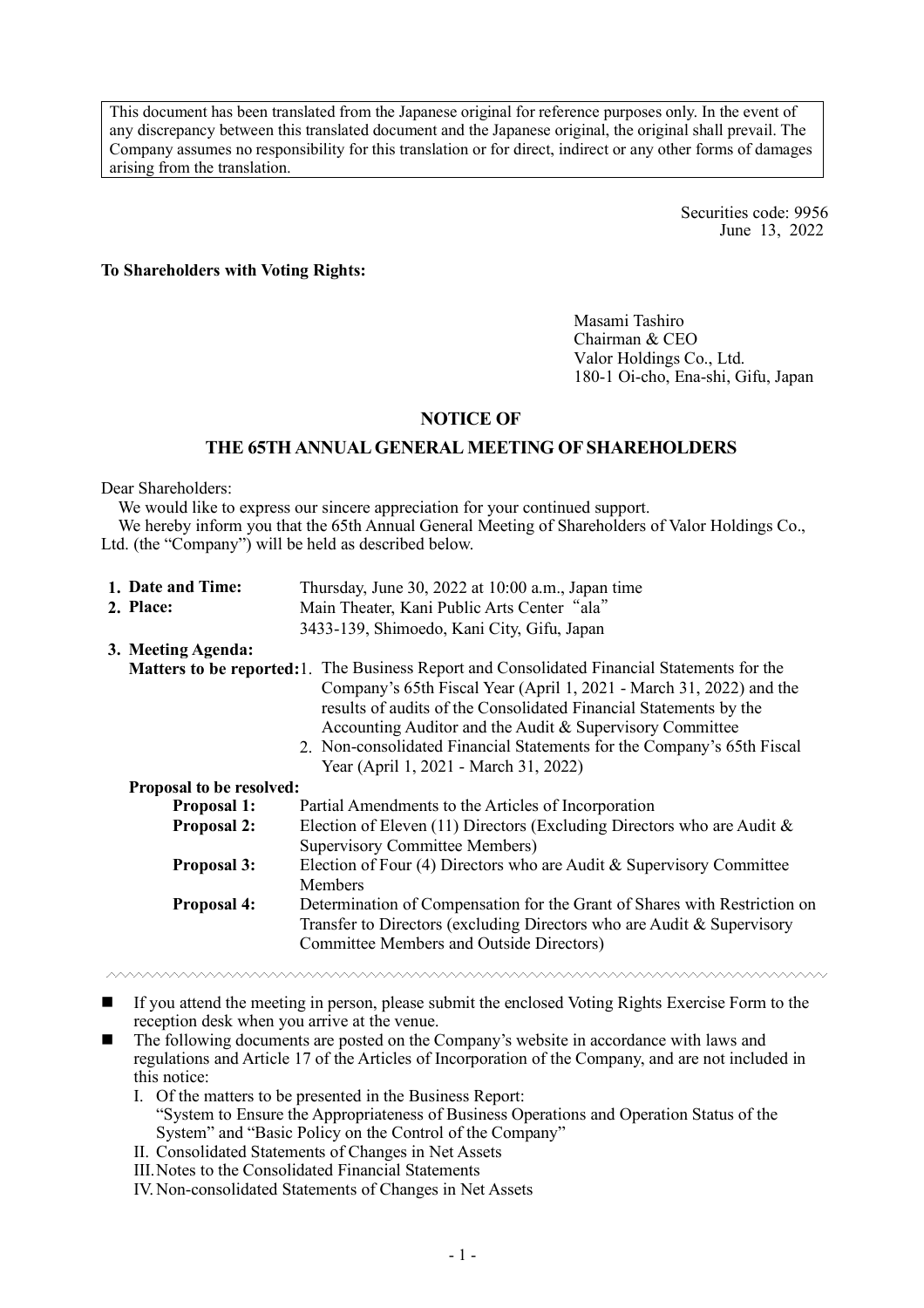This document has been translated from the Japanese original for reference purposes only. In the event of any discrepancy between this translated document and the Japanese original, the original shall prevail. The Company assumes no responsibility for this translation or for direct, indirect or any other forms of damages arising from the translation.

Securities code: 9956
June 13, 2022

**To Shareholders with Voting Rights:**

Masami Tashiro
Chairman & CEO
Valor Holdings Co., Ltd.
180-1 Oi-cho, Ena-shi, Gifu, Japan

## NOTICE OF
## THE 65TH ANNUAL GENERAL MEETING OF SHAREHOLDERS

Dear Shareholders:

We would like to express our sincere appreciation for your continued support.

We hereby inform you that the 65th Annual General Meeting of Shareholders of Valor Holdings Co., Ltd. (the "Company") will be held as described below.

1. **Date and Time:** Thursday, June 30, 2022 at 10:00 a.m., Japan time
2. **Place:** Main Theater, Kani Public Arts Center "ala"
   3433-139, Shimoedo, Kani City, Gifu, Japan
3. **Meeting Agenda:**

**Matters to be reported:**
1. The Business Report and Consolidated Financial Statements for the Company's 65th Fiscal Year (April 1, 2021 - March 31, 2022) and the results of audits of the Consolidated Financial Statements by the Accounting Auditor and the Audit & Supervisory Committee
2. Non-consolidated Financial Statements for the Company's 65th Fiscal Year (April 1, 2021 - March 31, 2022)

**Proposal to be resolved:**

**Proposal 1:** Partial Amendments to the Articles of Incorporation

**Proposal 2:** Election of Eleven (11) Directors (Excluding Directors who are Audit & Supervisory Committee Members)

**Proposal 3:** Election of Four (4) Directors who are Audit & Supervisory Committee Members

**Proposal 4:** Determination of Compensation for the Grant of Shares with Restriction on Transfer to Directors (excluding Directors who are Audit & Supervisory Committee Members and Outside Directors)

---

- If you attend the meeting in person, please submit the enclosed Voting Rights Exercise Form to the reception desk when you arrive at the venue.
- The following documents are posted on the Company's website in accordance with laws and regulations and Article 17 of the Articles of Incorporation of the Company, and are not included in this notice:
  I. Of the matters to be presented in the Business Report:
     "System to Ensure the Appropriateness of Business Operations and Operation Status of the System" and "Basic Policy on the Control of the Company"
  II. Consolidated Statements of Changes in Net Assets
  III. Notes to the Consolidated Financial Statements
  IV. Non-consolidated Statements of Changes in Net Assets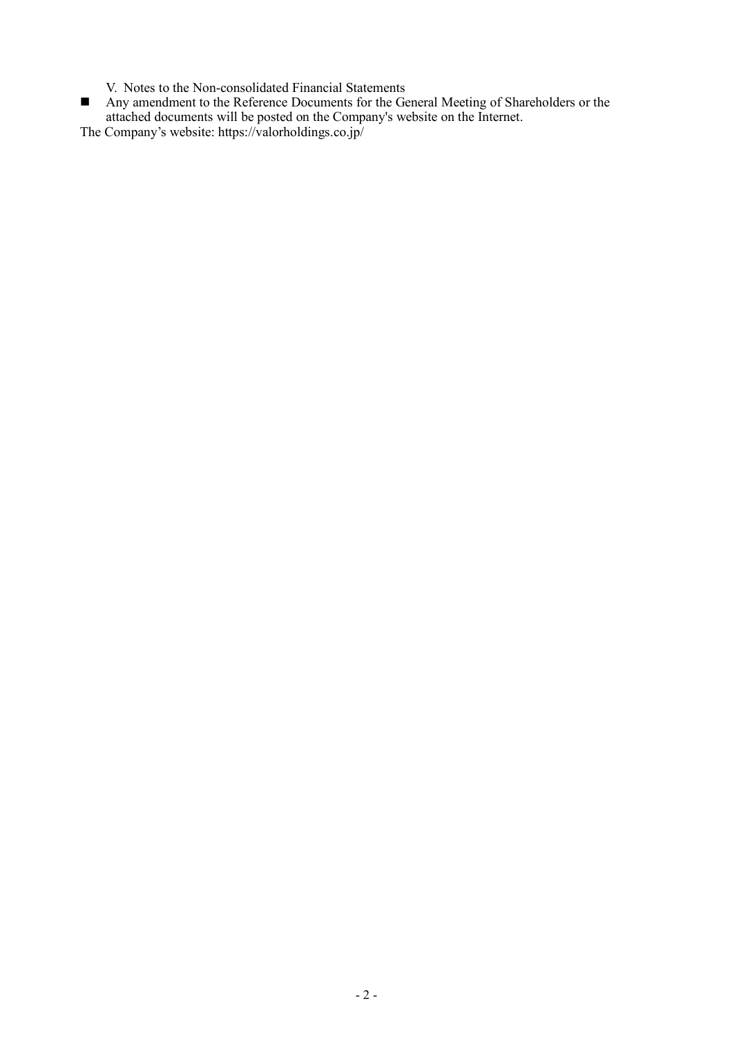V. Notes to the Non-consolidated Financial Statements

- Any amendment to the Reference Documents for the General Meeting of Shareholders or the attached documents will be posted on the Company's website on the Internet.

The Company's website: https://valorholdings.co.jp/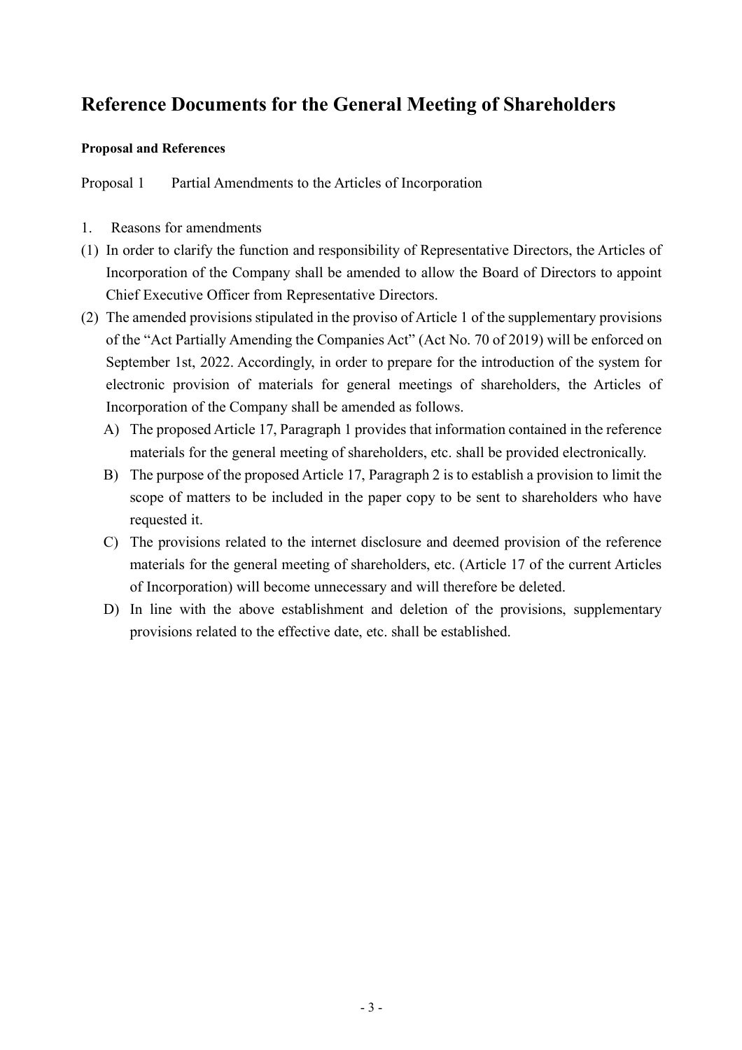# Reference Documents for the General Meeting of Shareholders

**Proposal and References**

Proposal 1 Partial Amendments to the Articles of Incorporation

1. Reasons for amendments

(1) In order to clarify the function and responsibility of Representative Directors, the Articles of Incorporation of the Company shall be amended to allow the Board of Directors to appoint Chief Executive Officer from Representative Directors.

(2) The amended provisions stipulated in the proviso of Article 1 of the supplementary provisions of the "Act Partially Amending the Companies Act" (Act No. 70 of 2019) will be enforced on September 1st, 2022. Accordingly, in order to prepare for the introduction of the system for electronic provision of materials for general meetings of shareholders, the Articles of Incorporation of the Company shall be amended as follows.

   A) The proposed Article 17, Paragraph 1 provides that information contained in the reference materials for the general meeting of shareholders, etc. shall be provided electronically.

   B) The purpose of the proposed Article 17, Paragraph 2 is to establish a provision to limit the scope of matters to be included in the paper copy to be sent to shareholders who have requested it.

   C) The provisions related to the internet disclosure and deemed provision of the reference materials for the general meeting of shareholders, etc. (Article 17 of the current Articles of Incorporation) will become unnecessary and will therefore be deleted.

   D) In line with the above establishment and deletion of the provisions, supplementary provisions related to the effective date, etc. shall be established.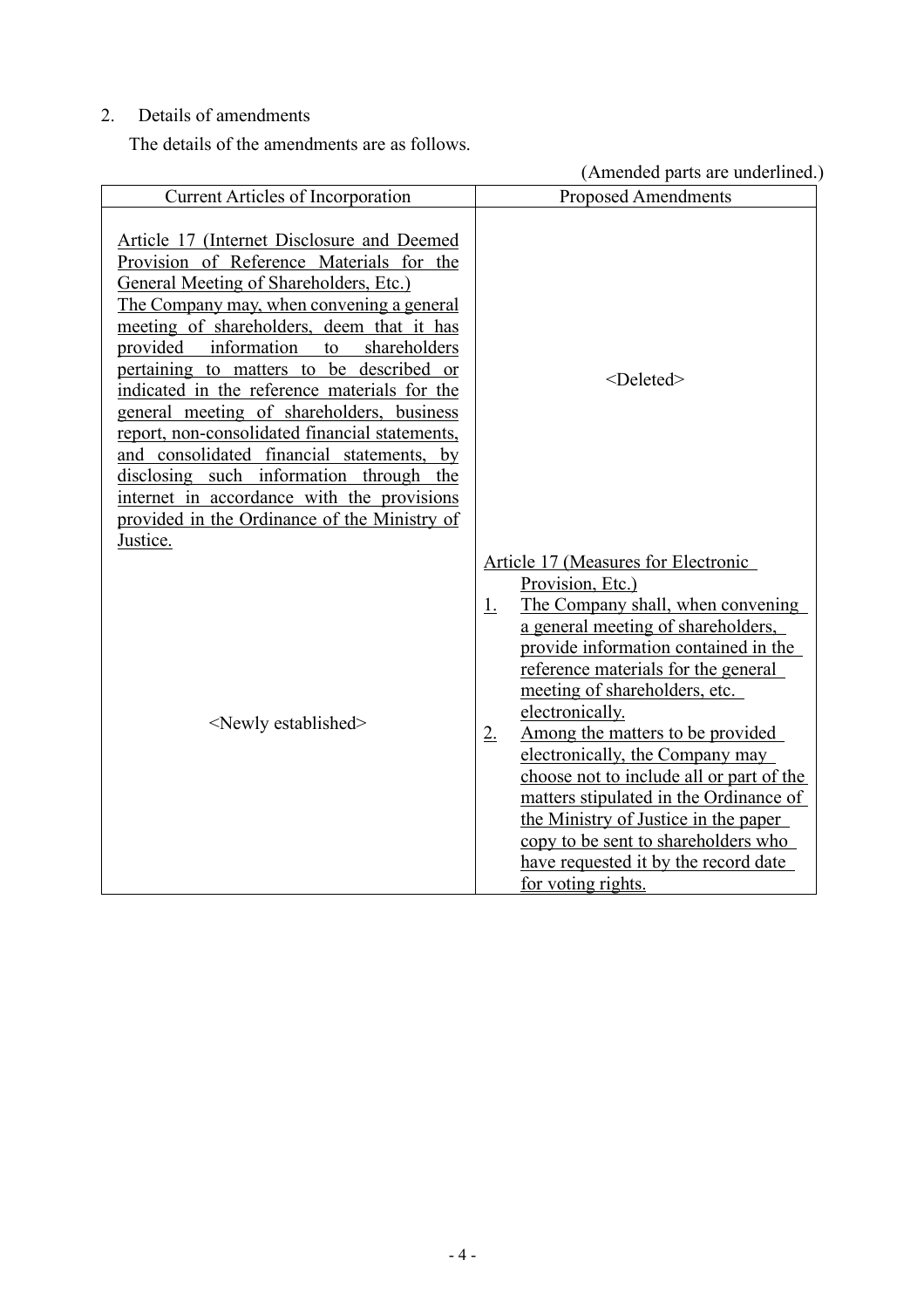2. Details of amendments

The details of the amendments are as follows.

(Amended parts are underlined.)

| Current Articles of Incorporation | Proposed Amendments |
|---|---|
| <u>Article 17 (Internet Disclosure and Deemed Provision of Reference Materials for the General Meeting of Shareholders, Etc.)</u><br><u>The Company may, when convening a general meeting of shareholders, deem that it has provided information to shareholders pertaining to matters to be described or indicated in the reference materials for the general meeting of shareholders, business report, non-consolidated financial statements, and consolidated financial statements, by disclosing such information through the internet in accordance with the provisions provided in the Ordinance of the Ministry of Justice.</u> | <Deleted> |
| <Newly established> | <u>Article 17 (Measures for Electronic Provision, Etc.)</u><br><u>1.</u> <u>The Company shall, when convening a general meeting of shareholders, provide information contained in the reference materials for the general meeting of shareholders, etc. electronically.</u><br><u>2.</u> <u>Among the matters to be provided electronically, the Company may choose not to include all or part of the matters stipulated in the Ordinance of the Ministry of Justice in the paper copy to be sent to shareholders who have requested it by the record date for voting rights.</u> |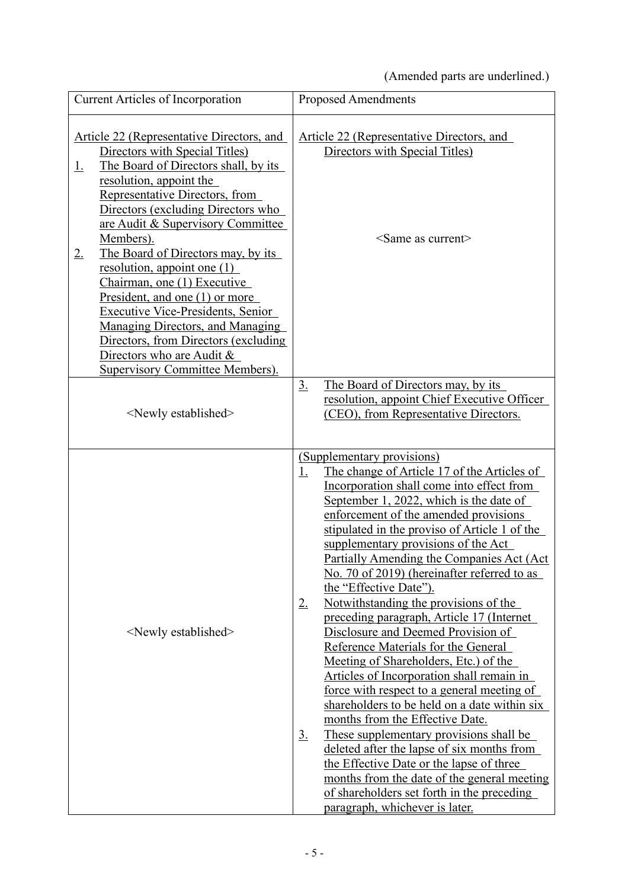(Amended parts are underlined.)

| Current Articles of Incorporation | Proposed Amendments |
| --- | --- |
| Article 22 (Representative Directors, and Directors with Special Titles)<br>1. The Board of Directors shall, by its resolution, appoint the Representative Directors, from Directors (excluding Directors who are Audit & Supervisory Committee Members).<br>2. The Board of Directors may, by its resolution, appoint one (1) Chairman, one (1) Executive President, and one (1) or more Executive Vice-Presidents, Senior Managing Directors, and Managing Directors, from Directors (excluding Directors who are Audit & Supervisory Committee Members). | Article 22 (Representative Directors, and Directors with Special Titles)<br><br><Same as current> |
| <Newly established> | 3. The Board of Directors may, by its resolution, appoint Chief Executive Officer (CEO), from Representative Directors. |
| <Newly established> | (Supplementary provisions)<br>1. The change of Article 17 of the Articles of Incorporation shall come into effect from September 1, 2022, which is the date of enforcement of the amended provisions stipulated in the proviso of Article 1 of the supplementary provisions of the Act Partially Amending the Companies Act (Act No. 70 of 2019) (hereinafter referred to as the "Effective Date").<br>2. Notwithstanding the provisions of the preceding paragraph, Article 17 (Internet Disclosure and Deemed Provision of Reference Materials for the General Meeting of Shareholders, Etc.) of the Articles of Incorporation shall remain in force with respect to a general meeting of shareholders to be held on a date within six months from the Effective Date.<br>3. These supplementary provisions shall be deleted after the lapse of six months from the Effective Date or the lapse of three months from the date of the general meeting of shareholders set forth in the preceding paragraph, whichever is later. |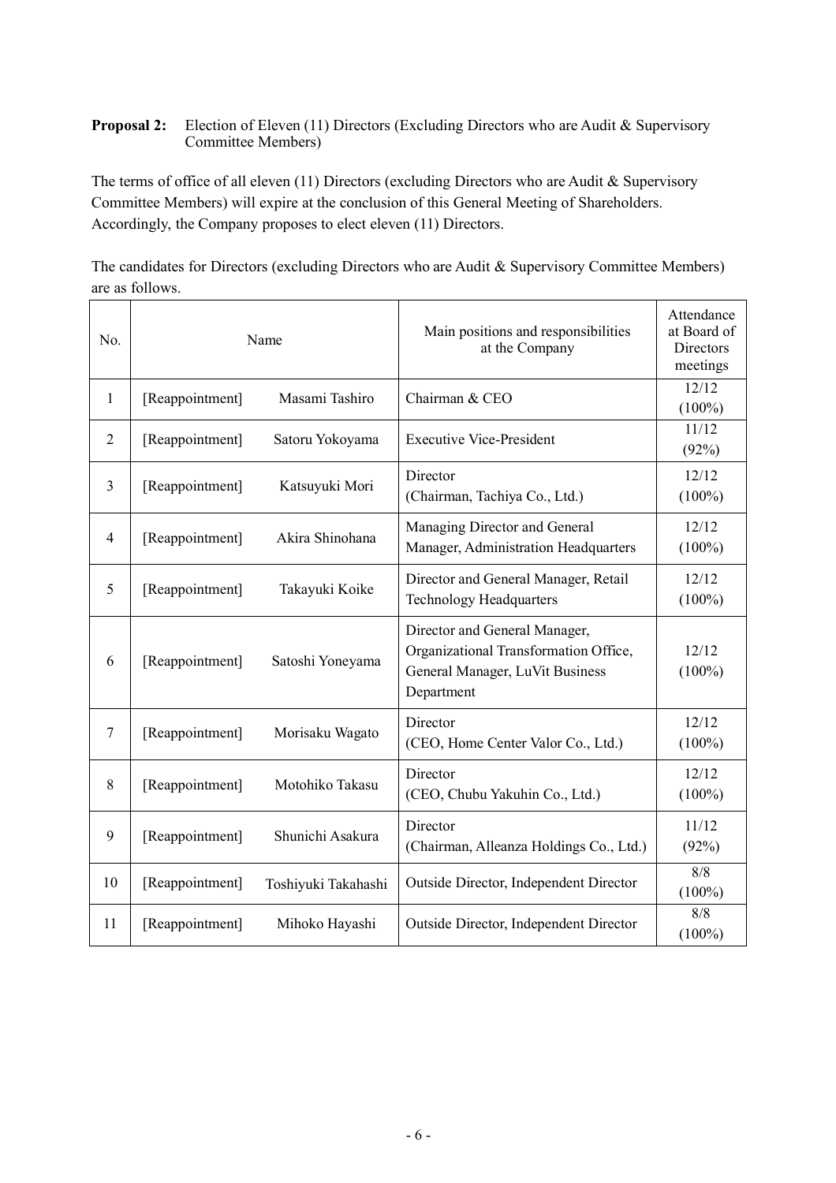**Proposal 2:** Election of Eleven (11) Directors (Excluding Directors who are Audit & Supervisory Committee Members)

The terms of office of all eleven (11) Directors (excluding Directors who are Audit & Supervisory Committee Members) will expire at the conclusion of this General Meeting of Shareholders. Accordingly, the Company proposes to elect eleven (11) Directors.

The candidates for Directors (excluding Directors who are Audit & Supervisory Committee Members) are as follows.

| No. | Name | | Main positions and responsibilities at the Company | Attendance at Board of Directors meetings |
|---|---|---|---|---|
| 1 | [Reappointment] | Masami Tashiro | Chairman & CEO | 12/12 (100%) |
| 2 | [Reappointment] | Satoru Yokoyama | Executive Vice-President | 11/12 (92%) |
| 3 | [Reappointment] | Katsuyuki Mori | Director (Chairman, Tachiya Co., Ltd.) | 12/12 (100%) |
| 4 | [Reappointment] | Akira Shinohana | Managing Director and General Manager, Administration Headquarters | 12/12 (100%) |
| 5 | [Reappointment] | Takayuki Koike | Director and General Manager, Retail Technology Headquarters | 12/12 (100%) |
| 6 | [Reappointment] | Satoshi Yoneyama | Director and General Manager, Organizational Transformation Office, General Manager, LuVit Business Department | 12/12 (100%) |
| 7 | [Reappointment] | Morisaku Wagato | Director (CEO, Home Center Valor Co., Ltd.) | 12/12 (100%) |
| 8 | [Reappointment] | Motohiko Takasu | Director (CEO, Chubu Yakuhin Co., Ltd.) | 12/12 (100%) |
| 9 | [Reappointment] | Shunichi Asakura | Director (Chairman, Alleanza Holdings Co., Ltd.) | 11/12 (92%) |
| 10 | [Reappointment] | Toshiyuki Takahashi | Outside Director, Independent Director | 8/8 (100%) |
| 11 | [Reappointment] | Mihoko Hayashi | Outside Director, Independent Director | 8/8 (100%) |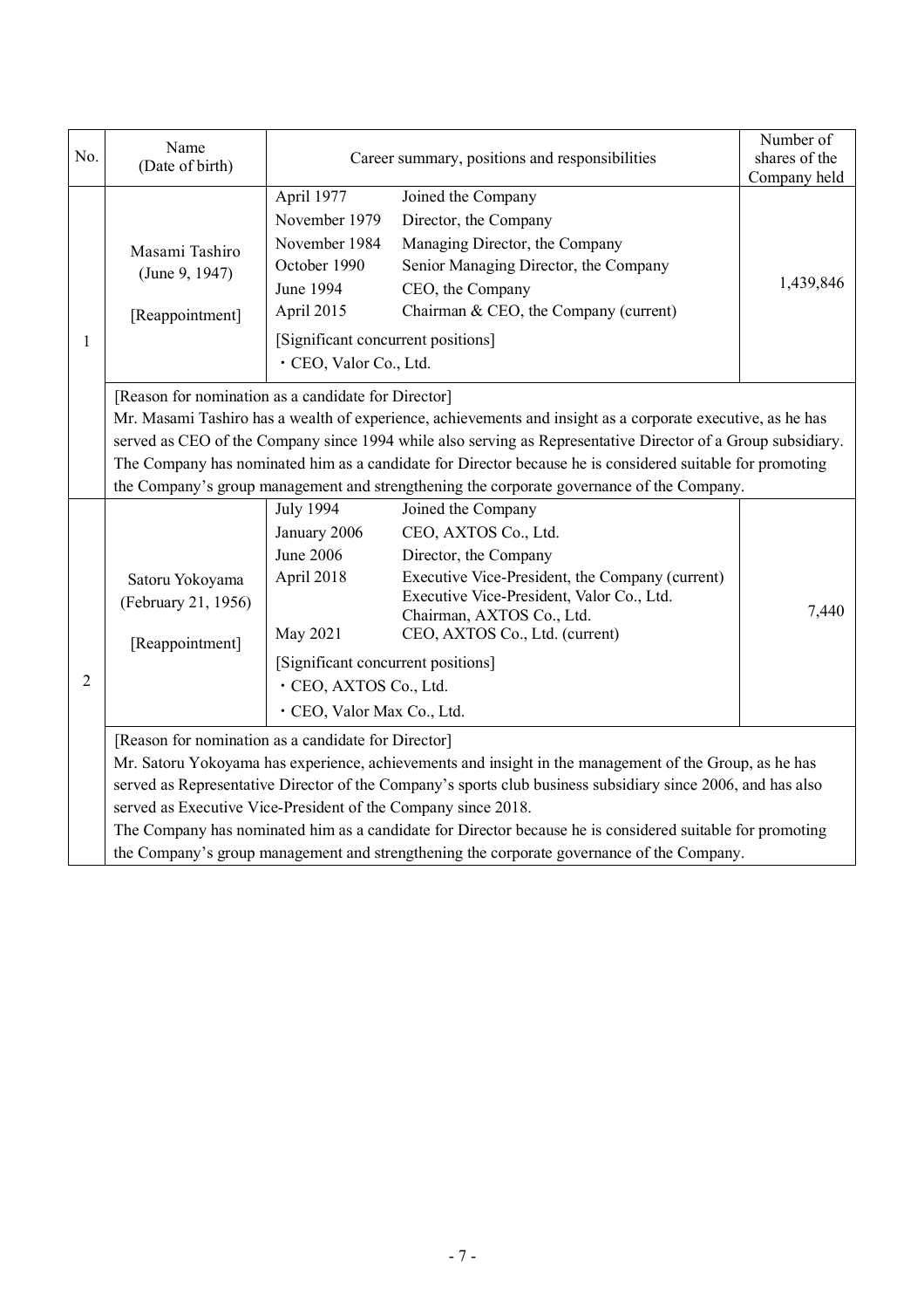| No. | Name (Date of birth) | Career summary, positions and responsibilities | | Number of shares of the Company held |
|---|---|---|---|---|
| 1 | Masami Tashiro (June 9, 1947) [Reappointment] | April 1977<br>November 1979<br>November 1984<br>October 1990<br>June 1994<br>April 2015 | Joined the Company<br>Director, the Company<br>Managing Director, the Company<br>Senior Managing Director, the Company<br>CEO, the Company<br>Chairman & CEO, the Company (current) | 1,439,846 |
| | | [Significant concurrent positions]<br>・CEO, Valor Co., Ltd. | | |
| | [Reason for nomination as a candidate for Director]<br>Mr. Masami Tashiro has a wealth of experience, achievements and insight as a corporate executive, as he has served as CEO of the Company since 1994 while also serving as Representative Director of a Group subsidiary. The Company has nominated him as a candidate for Director because he is considered suitable for promoting the Company's group management and strengthening the corporate governance of the Company. | | | |
| 2 | Satoru Yokoyama (February 21, 1956) [Reappointment] | July 1994<br>January 2006<br>June 2006<br>April 2018<br><br><br>May 2021 | Joined the Company<br>CEO, AXTOS Co., Ltd.<br>Director, the Company<br>Executive Vice-President, the Company (current)<br>Executive Vice-President, Valor Co., Ltd.<br>Chairman, AXTOS Co., Ltd.<br>CEO, AXTOS Co., Ltd. (current) | 7,440 |
| | | [Significant concurrent positions]<br>・CEO, AXTOS Co., Ltd.<br>・CEO, Valor Max Co., Ltd. | | |
| | [Reason for nomination as a candidate for Director]<br>Mr. Satoru Yokoyama has experience, achievements and insight in the management of the Group, as he has served as Representative Director of the Company's sports club business subsidiary since 2006, and has also served as Executive Vice-President of the Company since 2018.<br>The Company has nominated him as a candidate for Director because he is considered suitable for promoting the Company's group management and strengthening the corporate governance of the Company. | | | |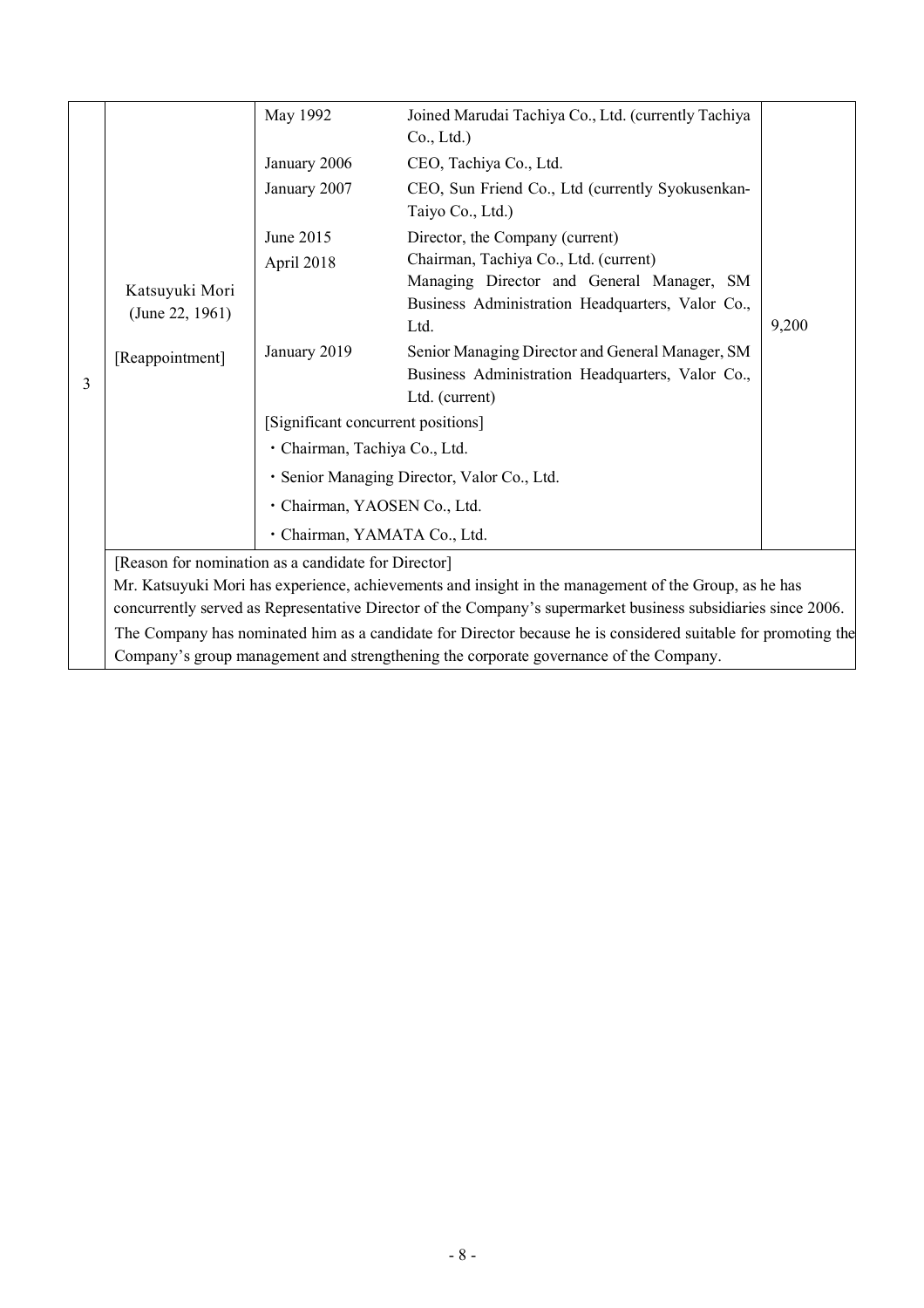| 3 | Katsuyuki Mori (June 22, 1961) [Reappointment] | May 1992 | Joined Marudai Tachiya Co., Ltd. (currently Tachiya Co., Ltd.) | 9,200 |
|---|---|---|---|---|
| | | January 2006 | CEO, Tachiya Co., Ltd. | |
| | | January 2007 | CEO, Sun Friend Co., Ltd (currently Syokusenkan-Taiyo Co., Ltd.) | |
| | | June 2015 | Director, the Company (current) | |
| | | April 2018 | Chairman, Tachiya Co., Ltd. (current)<br>Managing Director and General Manager, SM Business Administration Headquarters, Valor Co., Ltd. | |
| | | January 2019 | Senior Managing Director and General Manager, SM Business Administration Headquarters, Valor Co., Ltd. (current) | |
| | | [Significant concurrent positions]<br>・Chairman, Tachiya Co., Ltd.<br>・Senior Managing Director, Valor Co., Ltd.<br>・Chairman, YAOSEN Co., Ltd.<br>・Chairman, YAMATA Co., Ltd. | | |
| | [Reason for nomination as a candidate for Director]<br>Mr. Katsuyuki Mori has experience, achievements and insight in the management of the Group, as he has concurrently served as Representative Director of the Company's supermarket business subsidiaries since 2006. The Company has nominated him as a candidate for Director because he is considered suitable for promoting the Company's group management and strengthening the corporate governance of the Company. | | | |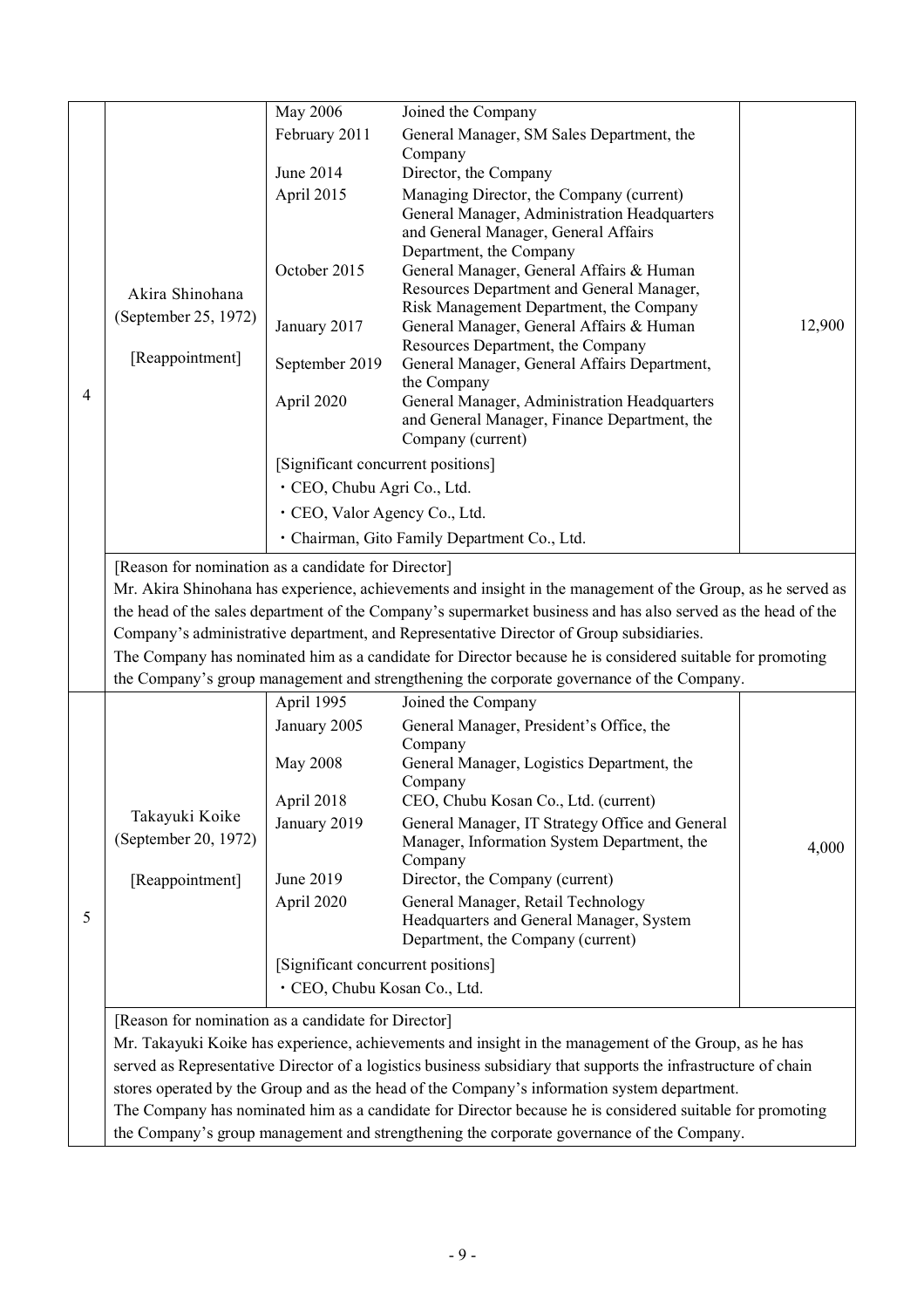| No. | Name (Date of birth) | Career summary, positions, responsibilities and significant concurrent positions | | Number of shares of the Company held |
|---|---|---|---|---|
| 4 | Akira Shinohana (September 25, 1972) [Reappointment] | May 2006 | Joined the Company | 12,900 |
| | | February 2011 | General Manager, SM Sales Department, the Company | |
| | | June 2014 | Director, the Company | |
| | | April 2015 | Managing Director, the Company (current) General Manager, Administration Headquarters and General Manager, General Affairs Department, the Company | |
| | | October 2015 | General Manager, General Affairs & Human Resources Department and General Manager, Risk Management Department, the Company | |
| | | January 2017 | General Manager, General Affairs & Human Resources Department, the Company | |
| | | September 2019 | General Manager, General Affairs Department, the Company | |
| | | April 2020 | General Manager, Administration Headquarters and General Manager, Finance Department, the Company (current) | |
| | | [Significant concurrent positions]<br>・CEO, Chubu Agri Co., Ltd.<br>・CEO, Valor Agency Co., Ltd.<br>・Chairman, Gito Family Department Co., Ltd. | | |

[Reason for nomination as a candidate for Director]
Mr. Akira Shinohana has experience, achievements and insight in the management of the Group, as he served as the head of the sales department of the Company's supermarket business and has also served as the head of the Company's administrative department, and Representative Director of Group subsidiaries.
The Company has nominated him as a candidate for Director because he is considered suitable for promoting the Company's group management and strengthening the corporate governance of the Company.

| No. | Name (Date of birth) | Career summary, positions, responsibilities and significant concurrent positions | | Number of shares of the Company held |
|---|---|---|---|---|
| 5 | Takayuki Koike (September 20, 1972) [Reappointment] | April 1995 | Joined the Company | 4,000 |
| | | January 2005 | General Manager, President's Office, the Company | |
| | | May 2008 | General Manager, Logistics Department, the Company | |
| | | April 2018 | CEO, Chubu Kosan Co., Ltd. (current) | |
| | | January 2019 | General Manager, IT Strategy Office and General Manager, Information System Department, the Company | |
| | | June 2019 | Director, the Company (current) | |
| | | April 2020 | General Manager, Retail Technology Headquarters and General Manager, System Department, the Company (current) | |
| | | [Significant concurrent positions]<br>・CEO, Chubu Kosan Co., Ltd. | | |

[Reason for nomination as a candidate for Director]
Mr. Takayuki Koike has experience, achievements and insight in the management of the Group, as he has served as Representative Director of a logistics business subsidiary that supports the infrastructure of chain stores operated by the Group and as the head of the Company's information system department.
The Company has nominated him as a candidate for Director because he is considered suitable for promoting the Company's group management and strengthening the corporate governance of the Company.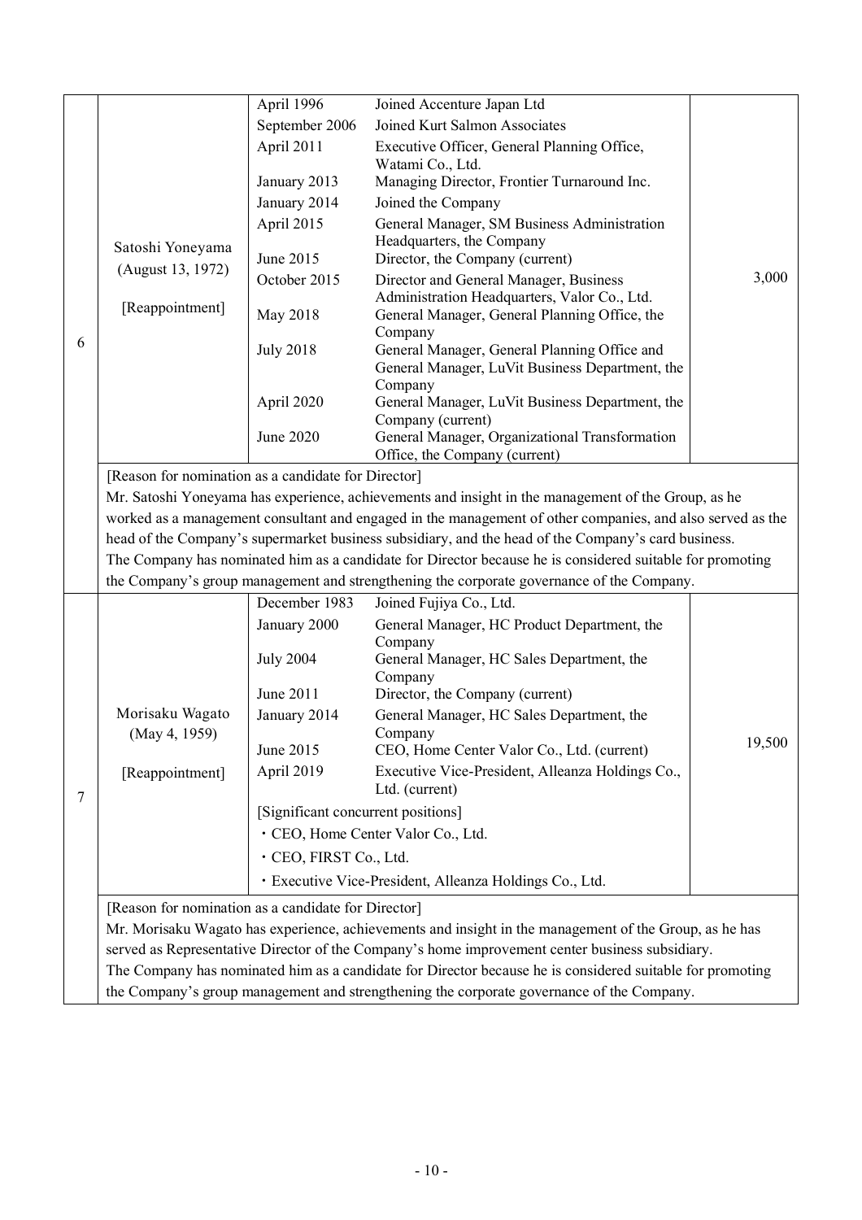| No. | Name (Date of birth) | Career summary, position and responsibility in the Company | | Number of the Company's shares held |
|---|---|---|---|---|
| 6 | Satoshi Yoneyama<br>(August 13, 1972)<br><br>[Reappointment] | April 1996 | Joined Accenture Japan Ltd | 3,000 |
| | | September 2006 | Joined Kurt Salmon Associates | |
| | | April 2011 | Executive Officer, General Planning Office, Watami Co., Ltd. | |
| | | January 2013 | Managing Director, Frontier Turnaround Inc. | |
| | | January 2014 | Joined the Company | |
| | | April 2015 | General Manager, SM Business Administration Headquarters, the Company | |
| | | June 2015 | Director, the Company (current) | |
| | | October 2015 | Director and General Manager, Business Administration Headquarters, Valor Co., Ltd. | |
| | | May 2018 | General Manager, General Planning Office, the Company | |
| | | July 2018 | General Manager, General Planning Office and General Manager, LuVit Business Department, the Company | |
| | | April 2020 | General Manager, LuVit Business Department, the Company (current) | |
| | | June 2020 | General Manager, Organizational Transformation Office, the Company (current) | |

[Reason for nomination as a candidate for Director]
Mr. Satoshi Yoneyama has experience, achievements and insight in the management of the Group, as he worked as a management consultant and engaged in the management of other companies, and also served as the head of the Company's supermarket business subsidiary, and the head of the Company's card business.
The Company has nominated him as a candidate for Director because he is considered suitable for promoting the Company's group management and strengthening the corporate governance of the Company.

| No. | Name (Date of birth) | Career summary, position and responsibility in the Company | | Number of the Company's shares held |
|---|---|---|---|---|
| 7 | Morisaku Wagato<br>(May 4, 1959)<br><br>[Reappointment] | December 1983 | Joined Fujiya Co., Ltd. | 19,500 |
| | | January 2000 | General Manager, HC Product Department, the Company | |
| | | July 2004 | General Manager, HC Sales Department, the Company | |
| | | June 2011 | Director, the Company (current) | |
| | | January 2014 | General Manager, HC Sales Department, the Company | |
| | | June 2015 | CEO, Home Center Valor Co., Ltd. (current) | |
| | | April 2019 | Executive Vice-President, Alleanza Holdings Co., Ltd. (current) | |
| | | [Significant concurrent positions]<br>・CEO, Home Center Valor Co., Ltd.<br>・CEO, FIRST Co., Ltd.<br>・Executive Vice-President, Alleanza Holdings Co., Ltd. | | |

[Reason for nomination as a candidate for Director]
Mr. Morisaku Wagato has experience, achievements and insight in the management of the Group, as he has served as Representative Director of the Company's home improvement center business subsidiary.
The Company has nominated him as a candidate for Director because he is considered suitable for promoting the Company's group management and strengthening the corporate governance of the Company.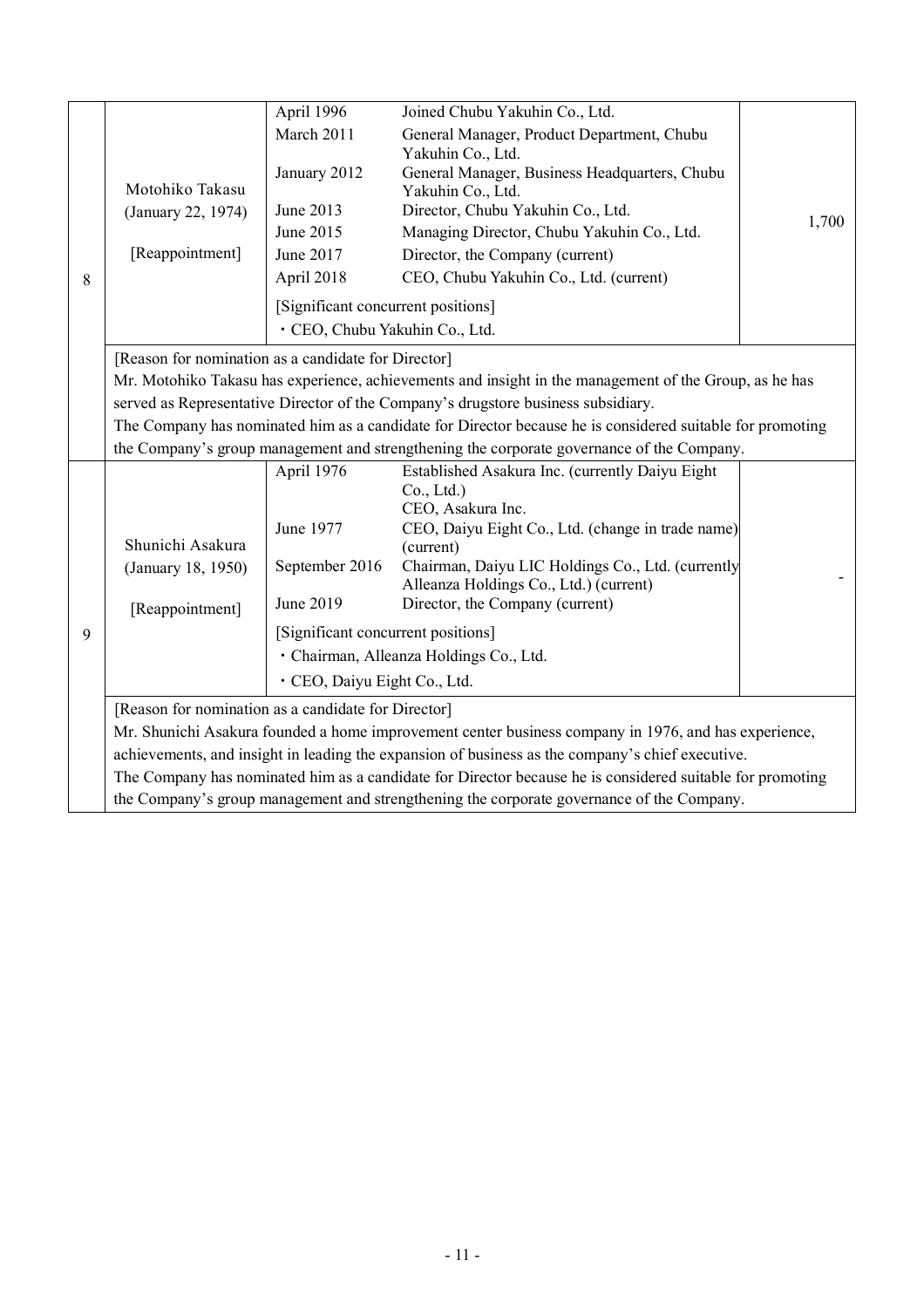| No. | Name (Date of birth) | Career summary, position and responsibility in the Company, and significant concurrent positions | | Number of shares of the Company held |
|---|---|---|---|---|
| 8 | Motohiko Takasu (January 22, 1974) [Reappointment] | April 1996 | Joined Chubu Yakuhin Co., Ltd. | 1,700 |
| | | March 2011 | General Manager, Product Department, Chubu Yakuhin Co., Ltd. | |
| | | January 2012 | General Manager, Business Headquarters, Chubu Yakuhin Co., Ltd. | |
| | | June 2013 | Director, Chubu Yakuhin Co., Ltd. | |
| | | June 2015 | Managing Director, Chubu Yakuhin Co., Ltd. | |
| | | June 2017 | Director, the Company (current) | |
| | | April 2018 | CEO, Chubu Yakuhin Co., Ltd. (current) | |
| | | [Significant concurrent positions]<br>・CEO, Chubu Yakuhin Co., Ltd. | | |
| | [Reason for nomination as a candidate for Director]<br>Mr. Motohiko Takasu has experience, achievements and insight in the management of the Group, as he has served as Representative Director of the Company's drugstore business subsidiary.<br>The Company has nominated him as a candidate for Director because he is considered suitable for promoting the Company's group management and strengthening the corporate governance of the Company. | | | |
| 9 | Shunichi Asakura (January 18, 1950) [Reappointment] | April 1976 | Established Asakura Inc. (currently Daiyu Eight Co., Ltd.)<br>CEO, Asakura Inc. | - |
| | | June 1977 | CEO, Daiyu Eight Co., Ltd. (change in trade name) (current) | |
| | | September 2016 | Chairman, Daiyu LIC Holdings Co., Ltd. (currently Alleanza Holdings Co., Ltd.) (current) | |
| | | June 2019 | Director, the Company (current) | |
| | | [Significant concurrent positions]<br>・Chairman, Alleanza Holdings Co., Ltd.<br>・CEO, Daiyu Eight Co., Ltd. | | |
| | [Reason for nomination as a candidate for Director]<br>Mr. Shunichi Asakura founded a home improvement center business company in 1976, and has experience, achievements, and insight in leading the expansion of business as the company's chief executive.<br>The Company has nominated him as a candidate for Director because he is considered suitable for promoting the Company's group management and strengthening the corporate governance of the Company. | | | |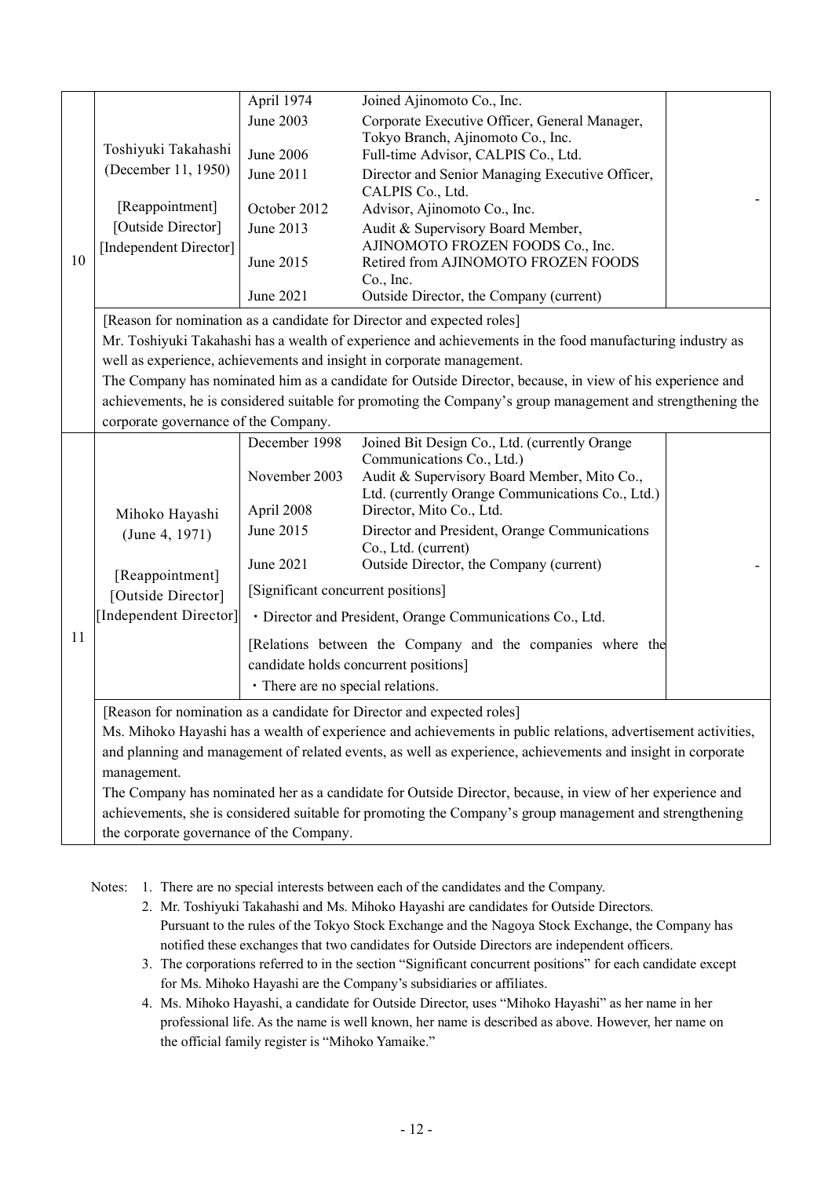| No. | Name (Date of birth) | Career summary, positions, responsibilities and significant concurrent positions | | Number of shares of the Company held |
|---|---|---|---|---|
| 10 | Toshiyuki Takahashi (December 11, 1950) [Reappointment] [Outside Director] [Independent Director] | April 1974 | Joined Ajinomoto Co., Inc. | - |
| | | June 2003 | Corporate Executive Officer, General Manager, Tokyo Branch, Ajinomoto Co., Inc. | |
| | | June 2006 | Full-time Advisor, CALPIS Co., Ltd. | |
| | | June 2011 | Director and Senior Managing Executive Officer, CALPIS Co., Ltd. | |
| | | October 2012 | Advisor, Ajinomoto Co., Inc. | |
| | | June 2013 | Audit & Supervisory Board Member, AJINOMOTO FROZEN FOODS Co., Inc. | |
| | | June 2015 | Retired from AJINOMOTO FROZEN FOODS Co., Inc. | |
| | | June 2021 | Outside Director, the Company (current) | |
| | [Reason for nomination as a candidate for Director and expected roles] Mr. Toshiyuki Takahashi has a wealth of experience and achievements in the food manufacturing industry as well as experience, achievements and insight in corporate management. The Company has nominated him as a candidate for Outside Director, because, in view of his experience and achievements, he is considered suitable for promoting the Company's group management and strengthening the corporate governance of the Company. | | | |
| 11 | Mihoko Hayashi (June 4, 1971) [Reappointment] [Outside Director] [Independent Director] | December 1998 | Joined Bit Design Co., Ltd. (currently Orange Communications Co., Ltd.) | - |
| | | November 2003 | Audit & Supervisory Board Member, Mito Co., Ltd. (currently Orange Communications Co., Ltd.) | |
| | | April 2008 | Director, Mito Co., Ltd. | |
| | | June 2015 | Director and President, Orange Communications Co., Ltd. (current) | |
| | | June 2021 | Outside Director, the Company (current) | |
| | | [Significant concurrent positions] ・Director and President, Orange Communications Co., Ltd. [Relations between the Company and the companies where the candidate holds concurrent positions] ・There are no special relations. | | |
| | [Reason for nomination as a candidate for Director and expected roles] Ms. Mihoko Hayashi has a wealth of experience and achievements in public relations, advertisement activities, and planning and management of related events, as well as experience, achievements and insight in corporate management. The Company has nominated her as a candidate for Outside Director, because, in view of her experience and achievements, she is considered suitable for promoting the Company's group management and strengthening the corporate governance of the Company. | | | |

Notes:
1. There are no special interests between each of the candidates and the Company.
2. Mr. Toshiyuki Takahashi and Ms. Mihoko Hayashi are candidates for Outside Directors. Pursuant to the rules of the Tokyo Stock Exchange and the Nagoya Stock Exchange, the Company has notified these exchanges that two candidates for Outside Directors are independent officers.
3. The corporations referred to in the section "Significant concurrent positions" for each candidate except for Ms. Mihoko Hayashi are the Company's subsidiaries or affiliates.
4. Ms. Mihoko Hayashi, a candidate for Outside Director, uses "Mihoko Hayashi" as her name in her professional life. As the name is well known, her name is described as above. However, her name on the official family register is "Mihoko Yamaike."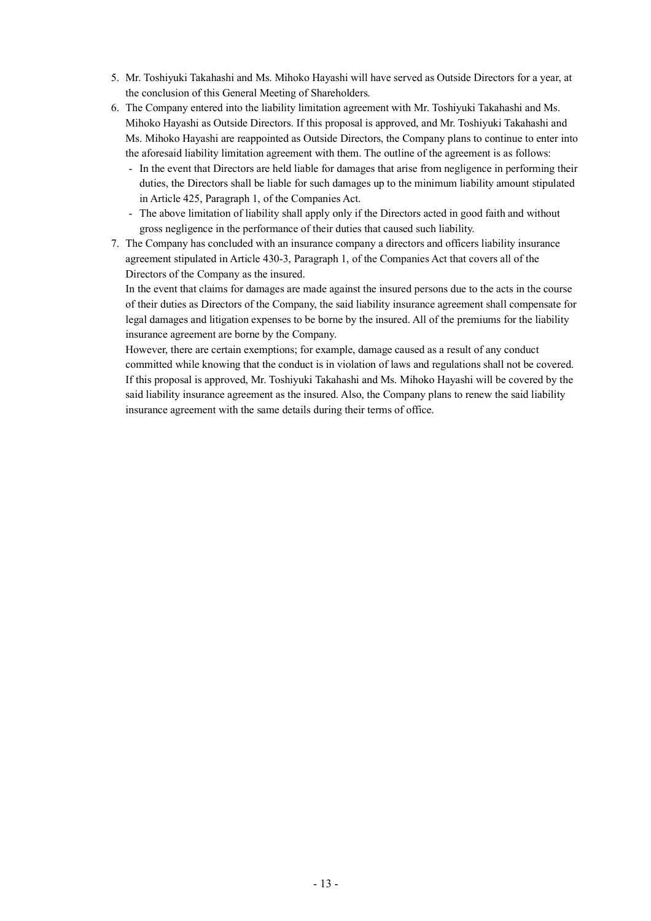5. Mr. Toshiyuki Takahashi and Ms. Mihoko Hayashi will have served as Outside Directors for a year, at the conclusion of this General Meeting of Shareholders.
6. The Company entered into the liability limitation agreement with Mr. Toshiyuki Takahashi and Ms. Mihoko Hayashi as Outside Directors. If this proposal is approved, and Mr. Toshiyuki Takahashi and Ms. Mihoko Hayashi are reappointed as Outside Directors, the Company plans to continue to enter into the aforesaid liability limitation agreement with them. The outline of the agreement is as follows:
   - In the event that Directors are held liable for damages that arise from negligence in performing their duties, the Directors shall be liable for such damages up to the minimum liability amount stipulated in Article 425, Paragraph 1, of the Companies Act.
   - The above limitation of liability shall apply only if the Directors acted in good faith and without gross negligence in the performance of their duties that caused such liability.
7. The Company has concluded with an insurance company a directors and officers liability insurance agreement stipulated in Article 430-3, Paragraph 1, of the Companies Act that covers all of the Directors of the Company as the insured.
   In the event that claims for damages are made against the insured persons due to the acts in the course of their duties as Directors of the Company, the said liability insurance agreement shall compensate for legal damages and litigation expenses to be borne by the insured. All of the premiums for the liability insurance agreement are borne by the Company.
   However, there are certain exemptions; for example, damage caused as a result of any conduct committed while knowing that the conduct is in violation of laws and regulations shall not be covered.
   If this proposal is approved, Mr. Toshiyuki Takahashi and Ms. Mihoko Hayashi will be covered by the said liability insurance agreement as the insured. Also, the Company plans to renew the said liability insurance agreement with the same details during their terms of office.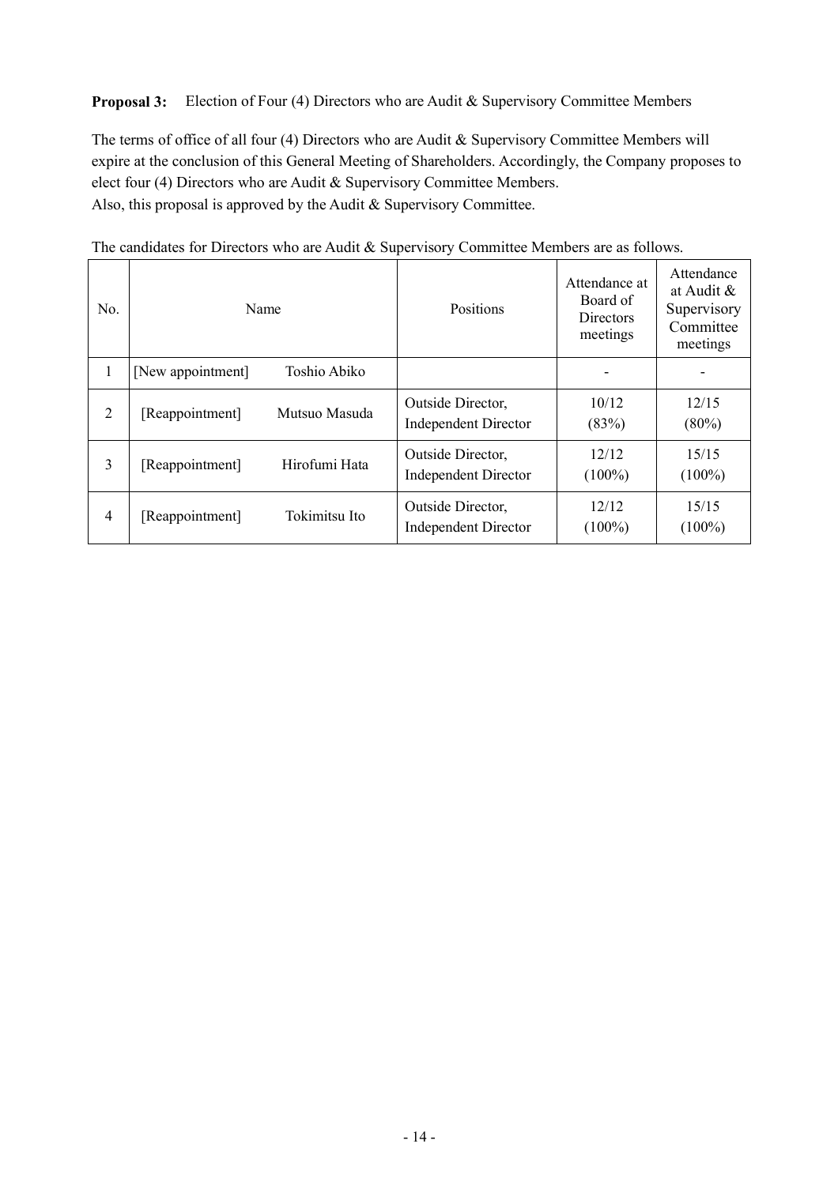**Proposal 3:** Election of Four (4) Directors who are Audit & Supervisory Committee Members

The terms of office of all four (4) Directors who are Audit & Supervisory Committee Members will expire at the conclusion of this General Meeting of Shareholders. Accordingly, the Company proposes to elect four (4) Directors who are Audit & Supervisory Committee Members.
Also, this proposal is approved by the Audit & Supervisory Committee.

The candidates for Directors who are Audit & Supervisory Committee Members are as follows.

| No. | Name | | Positions | Attendance at Board of Directors meetings | Attendance at Audit & Supervisory Committee meetings |
|---|---|---|---|---|---|
| 1 | [New appointment] | Toshio Abiko | | - | - |
| 2 | [Reappointment] | Mutsuo Masuda | Outside Director, Independent Director | 10/12 (83%) | 12/15 (80%) |
| 3 | [Reappointment] | Hirofumi Hata | Outside Director, Independent Director | 12/12 (100%) | 15/15 (100%) |
| 4 | [Reappointment] | Tokimitsu Ito | Outside Director, Independent Director | 12/12 (100%) | 15/15 (100%) |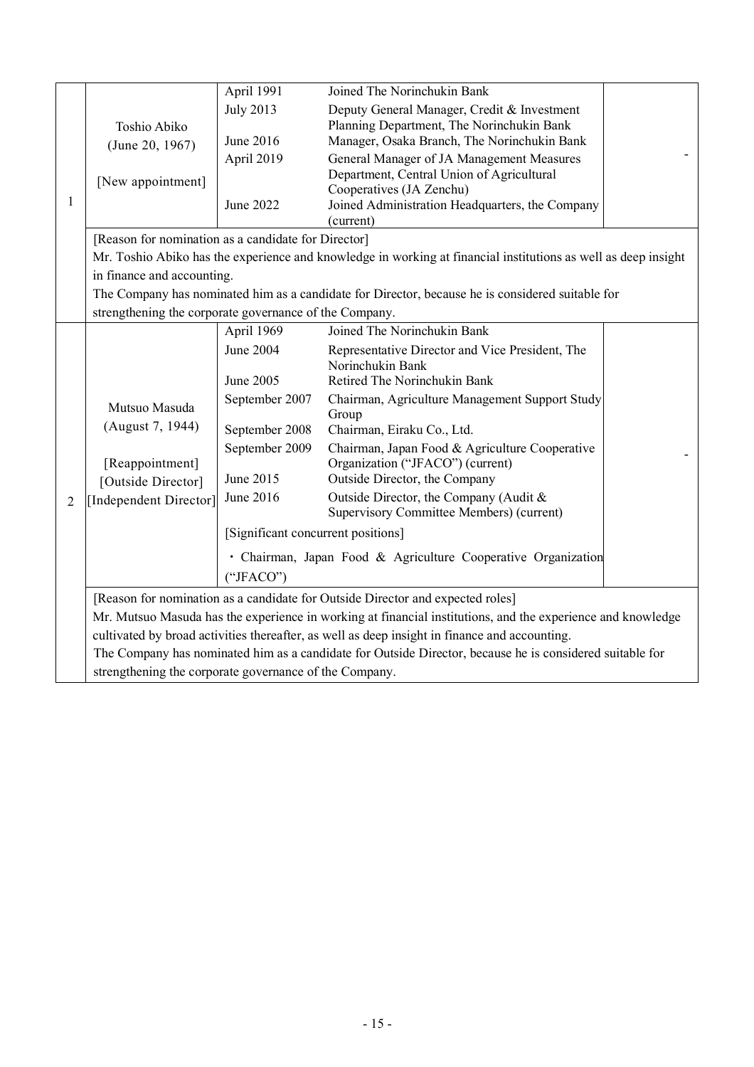| No. | Name (Date of birth) | Career summary, positions, responsibilities and significant concurrent positions | | Number of shares held |
|---|---|---|---|---|
| 1 | Toshio Abiko<br>(June 20, 1967)<br><br>[New appointment] | April 1991 | Joined The Norinchukin Bank | - |
| | | July 2013 | Deputy General Manager, Credit & Investment Planning Department, The Norinchukin Bank | |
| | | June 2016 | Manager, Osaka Branch, The Norinchukin Bank | |
| | | April 2019 | General Manager of JA Management Measures Department, Central Union of Agricultural Cooperatives (JA Zenchu) | |
| | | June 2022 | Joined Administration Headquarters, the Company (current) | |
| | [Reason for nomination as a candidate for Director]<br>Mr. Toshio Abiko has the experience and knowledge in working at financial institutions as well as deep insight in finance and accounting.<br>The Company has nominated him as a candidate for Director, because he is considered suitable for strengthening the corporate governance of the Company. | | | |
| 2 | Mutsuo Masuda<br>(August 7, 1944)<br><br>[Reappointment]<br>[Outside Director]<br>[Independent Director] | April 1969 | Joined The Norinchukin Bank | - |
| | | June 2004 | Representative Director and Vice President, The Norinchukin Bank | |
| | | June 2005 | Retired The Norinchukin Bank | |
| | | September 2007 | Chairman, Agriculture Management Support Study Group | |
| | | September 2008 | Chairman, Eiraku Co., Ltd. | |
| | | September 2009 | Chairman, Japan Food & Agriculture Cooperative Organization ("JFACO") (current) | |
| | | June 2015 | Outside Director, the Company | |
| | | June 2016 | Outside Director, the Company (Audit & Supervisory Committee Members) (current) | |
| | | [Significant concurrent positions]<br>・Chairman, Japan Food & Agriculture Cooperative Organization ("JFACO") | | |
| | [Reason for nomination as a candidate for Outside Director and expected roles]<br>Mr. Mutsuo Masuda has the experience in working at financial institutions, and the experience and knowledge cultivated by broad activities thereafter, as well as deep insight in finance and accounting.<br>The Company has nominated him as a candidate for Outside Director, because he is considered suitable for strengthening the corporate governance of the Company. | | | |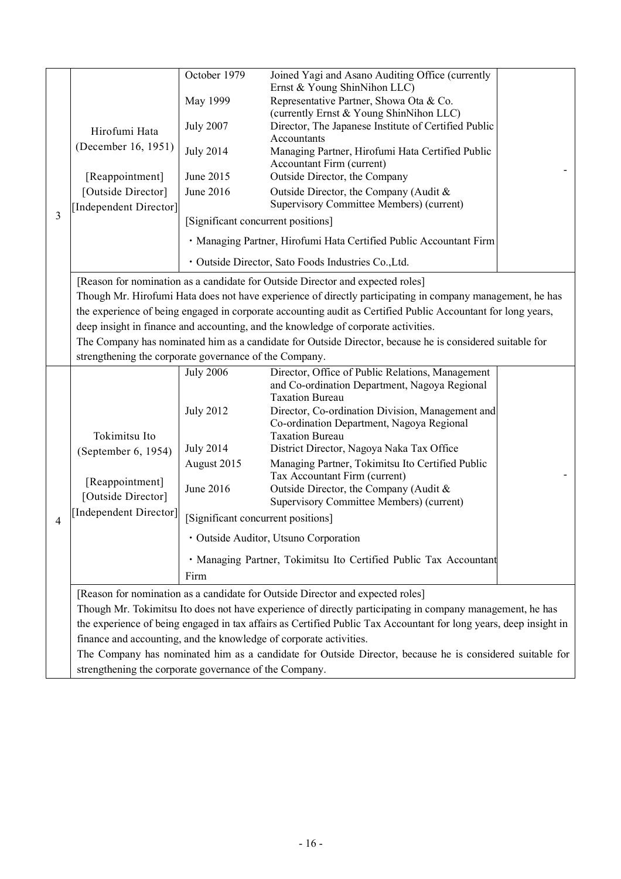| No. | Name (Date of birth) | Career summary, position and responsibility in the Company | | Number of shares |
|---|---|---|---|---|
| 3 | Hirofumi Hata<br>(December 16, 1951)<br><br>[Reappointment]<br>[Outside Director]<br>[Independent Director] | October 1979 | Joined Yagi and Asano Auditing Office (currently Ernst & Young ShinNihon LLC) | - |
| | | May 1999 | Representative Partner, Showa Ota & Co. (currently Ernst & Young ShinNihon LLC) | |
| | | July 2007 | Director, The Japanese Institute of Certified Public Accountants | |
| | | July 2014 | Managing Partner, Hirofumi Hata Certified Public Accountant Firm (current) | |
| | | June 2015 | Outside Director, the Company | |
| | | June 2016 | Outside Director, the Company (Audit & Supervisory Committee Members) (current) | |
| | | [Significant concurrent positions]<br>・Managing Partner, Hirofumi Hata Certified Public Accountant Firm<br>・Outside Director, Sato Foods Industries Co.,Ltd. | | |
| | [Reason for nomination as a candidate for Outside Director and expected roles]<br>Though Mr. Hirofumi Hata does not have experience of directly participating in company management, he has the experience of being engaged in corporate accounting audit as Certified Public Accountant for long years, deep insight in finance and accounting, and the knowledge of corporate activities.<br>The Company has nominated him as a candidate for Outside Director, because he is considered suitable for strengthening the corporate governance of the Company. | | | |
| 4 | Tokimitsu Ito<br>(September 6, 1954)<br><br>[Reappointment]<br>[Outside Director]<br>[Independent Director] | July 2006 | Director, Office of Public Relations, Management and Co-ordination Department, Nagoya Regional Taxation Bureau | - |
| | | July 2012 | Director, Co-ordination Division, Management and Co-ordination Department, Nagoya Regional Taxation Bureau | |
| | | July 2014 | District Director, Nagoya Naka Tax Office | |
| | | August 2015 | Managing Partner, Tokimitsu Ito Certified Public Tax Accountant Firm (current) | |
| | | June 2016 | Outside Director, the Company (Audit & Supervisory Committee Members) (current) | |
| | | [Significant concurrent positions]<br>・Outside Auditor, Utsuno Corporation<br>・Managing Partner, Tokimitsu Ito Certified Public Tax Accountant Firm | | |
| | [Reason for nomination as a candidate for Outside Director and expected roles]<br>Though Mr. Tokimitsu Ito does not have experience of directly participating in company management, he has the experience of being engaged in tax affairs as Certified Public Tax Accountant for long years, deep insight in finance and accounting, and the knowledge of corporate activities.<br>The Company has nominated him as a candidate for Outside Director, because he is considered suitable for strengthening the corporate governance of the Company. | | | |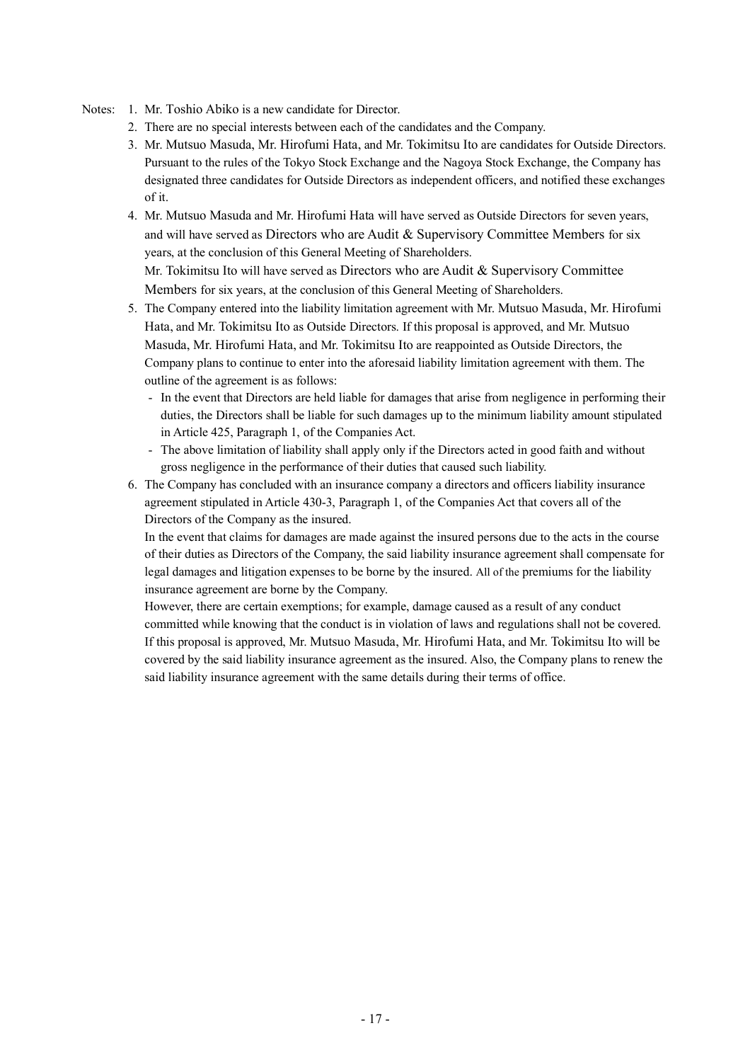Notes:

1. Mr. Toshio Abiko is a new candidate for Director.
2. There are no special interests between each of the candidates and the Company.
3. Mr. Mutsuo Masuda, Mr. Hirofumi Hata, and Mr. Tokimitsu Ito are candidates for Outside Directors. Pursuant to the rules of the Tokyo Stock Exchange and the Nagoya Stock Exchange, the Company has designated three candidates for Outside Directors as independent officers, and notified these exchanges of it.
4. Mr. Mutsuo Masuda and Mr. Hirofumi Hata will have served as Outside Directors for seven years, and will have served as Directors who are Audit & Supervisory Committee Members for six years, at the conclusion of this General Meeting of Shareholders.
   Mr. Tokimitsu Ito will have served as Directors who are Audit & Supervisory Committee Members for six years, at the conclusion of this General Meeting of Shareholders.
5. The Company entered into the liability limitation agreement with Mr. Mutsuo Masuda, Mr. Hirofumi Hata, and Mr. Tokimitsu Ito as Outside Directors. If this proposal is approved, and Mr. Mutsuo Masuda, Mr. Hirofumi Hata, and Mr. Tokimitsu Ito are reappointed as Outside Directors, the Company plans to continue to enter into the aforesaid liability limitation agreement with them. The outline of the agreement is as follows:
   - In the event that Directors are held liable for damages that arise from negligence in performing their duties, the Directors shall be liable for such damages up to the minimum liability amount stipulated in Article 425, Paragraph 1, of the Companies Act.
   - The above limitation of liability shall apply only if the Directors acted in good faith and without gross negligence in the performance of their duties that caused such liability.
6. The Company has concluded with an insurance company a directors and officers liability insurance agreement stipulated in Article 430-3, Paragraph 1, of the Companies Act that covers all of the Directors of the Company as the insured.
   In the event that claims for damages are made against the insured persons due to the acts in the course of their duties as Directors of the Company, the said liability insurance agreement shall compensate for legal damages and litigation expenses to be borne by the insured. All of the premiums for the liability insurance agreement are borne by the Company.
   However, there are certain exemptions; for example, damage caused as a result of any conduct committed while knowing that the conduct is in violation of laws and regulations shall not be covered. If this proposal is approved, Mr. Mutsuo Masuda, Mr. Hirofumi Hata, and Mr. Tokimitsu Ito will be covered by the said liability insurance agreement as the insured. Also, the Company plans to renew the said liability insurance agreement with the same details during their terms of office.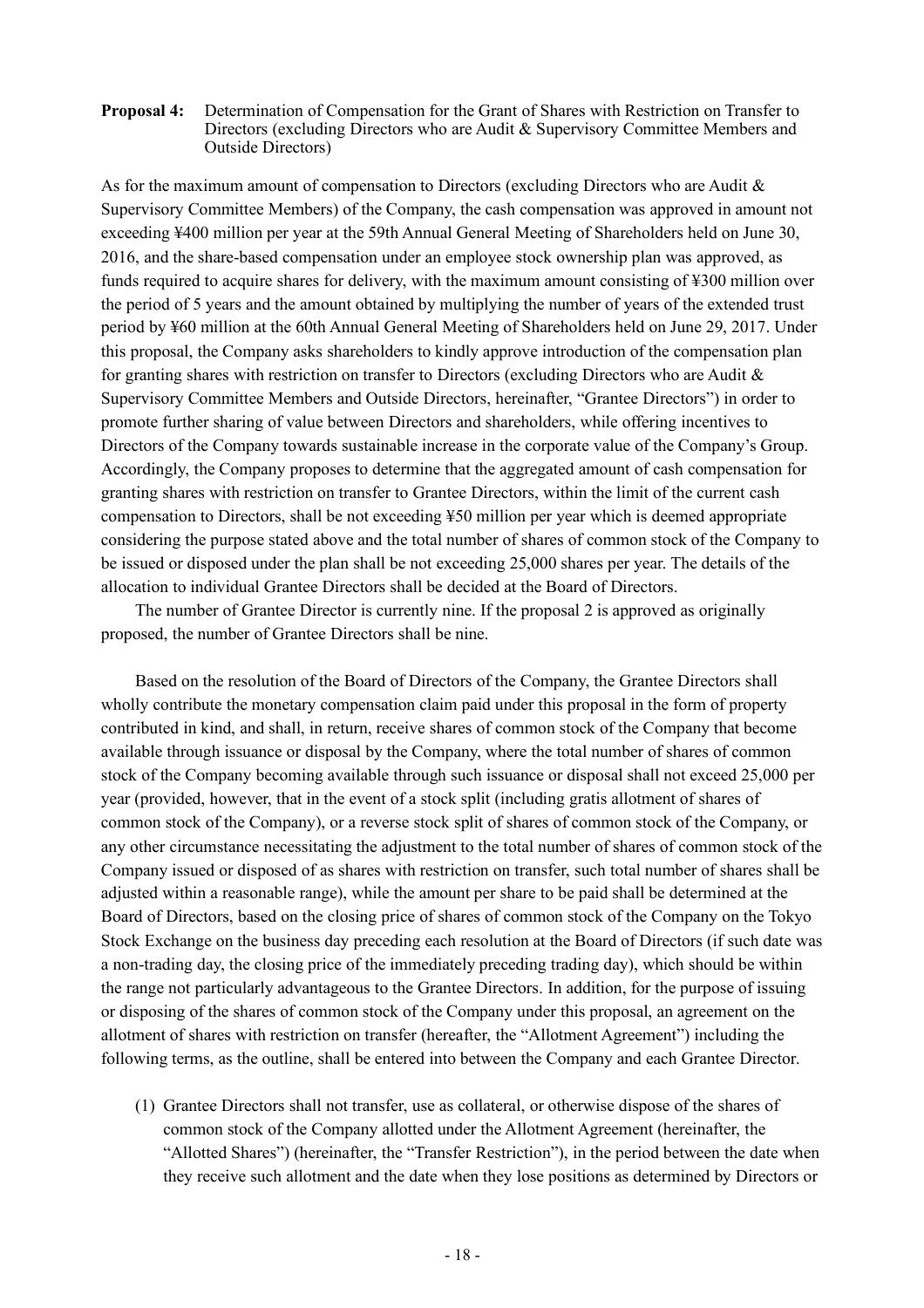**Proposal 4:** Determination of Compensation for the Grant of Shares with Restriction on Transfer to Directors (excluding Directors who are Audit & Supervisory Committee Members and Outside Directors)

As for the maximum amount of compensation to Directors (excluding Directors who are Audit & Supervisory Committee Members) of the Company, the cash compensation was approved in amount not exceeding ¥400 million per year at the 59th Annual General Meeting of Shareholders held on June 30, 2016, and the share-based compensation under an employee stock ownership plan was approved, as funds required to acquire shares for delivery, with the maximum amount consisting of ¥300 million over the period of 5 years and the amount obtained by multiplying the number of years of the extended trust period by ¥60 million at the 60th Annual General Meeting of Shareholders held on June 29, 2017. Under this proposal, the Company asks shareholders to kindly approve introduction of the compensation plan for granting shares with restriction on transfer to Directors (excluding Directors who are Audit & Supervisory Committee Members and Outside Directors, hereinafter, "Grantee Directors") in order to promote further sharing of value between Directors and shareholders, while offering incentives to Directors of the Company towards sustainable increase in the corporate value of the Company's Group. Accordingly, the Company proposes to determine that the aggregated amount of cash compensation for granting shares with restriction on transfer to Grantee Directors, within the limit of the current cash compensation to Directors, shall be not exceeding ¥50 million per year which is deemed appropriate considering the purpose stated above and the total number of shares of common stock of the Company to be issued or disposed under the plan shall be not exceeding 25,000 shares per year. The details of the allocation to individual Grantee Directors shall be decided at the Board of Directors.

The number of Grantee Director is currently nine. If the proposal 2 is approved as originally proposed, the number of Grantee Directors shall be nine.

Based on the resolution of the Board of Directors of the Company, the Grantee Directors shall wholly contribute the monetary compensation claim paid under this proposal in the form of property contributed in kind, and shall, in return, receive shares of common stock of the Company that become available through issuance or disposal by the Company, where the total number of shares of common stock of the Company becoming available through such issuance or disposal shall not exceed 25,000 per year (provided, however, that in the event of a stock split (including gratis allotment of shares of common stock of the Company), or a reverse stock split of shares of common stock of the Company, or any other circumstance necessitating the adjustment to the total number of shares of common stock of the Company issued or disposed of as shares with restriction on transfer, such total number of shares shall be adjusted within a reasonable range), while the amount per share to be paid shall be determined at the Board of Directors, based on the closing price of shares of common stock of the Company on the Tokyo Stock Exchange on the business day preceding each resolution at the Board of Directors (if such date was a non-trading day, the closing price of the immediately preceding trading day), which should be within the range not particularly advantageous to the Grantee Directors. In addition, for the purpose of issuing or disposing of the shares of common stock of the Company under this proposal, an agreement on the allotment of shares with restriction on transfer (hereafter, the "Allotment Agreement") including the following terms, as the outline, shall be entered into between the Company and each Grantee Director.

(1) Grantee Directors shall not transfer, use as collateral, or otherwise dispose of the shares of common stock of the Company allotted under the Allotment Agreement (hereinafter, the "Allotted Shares") (hereinafter, the "Transfer Restriction"), in the period between the date when they receive such allotment and the date when they lose positions as determined by Directors or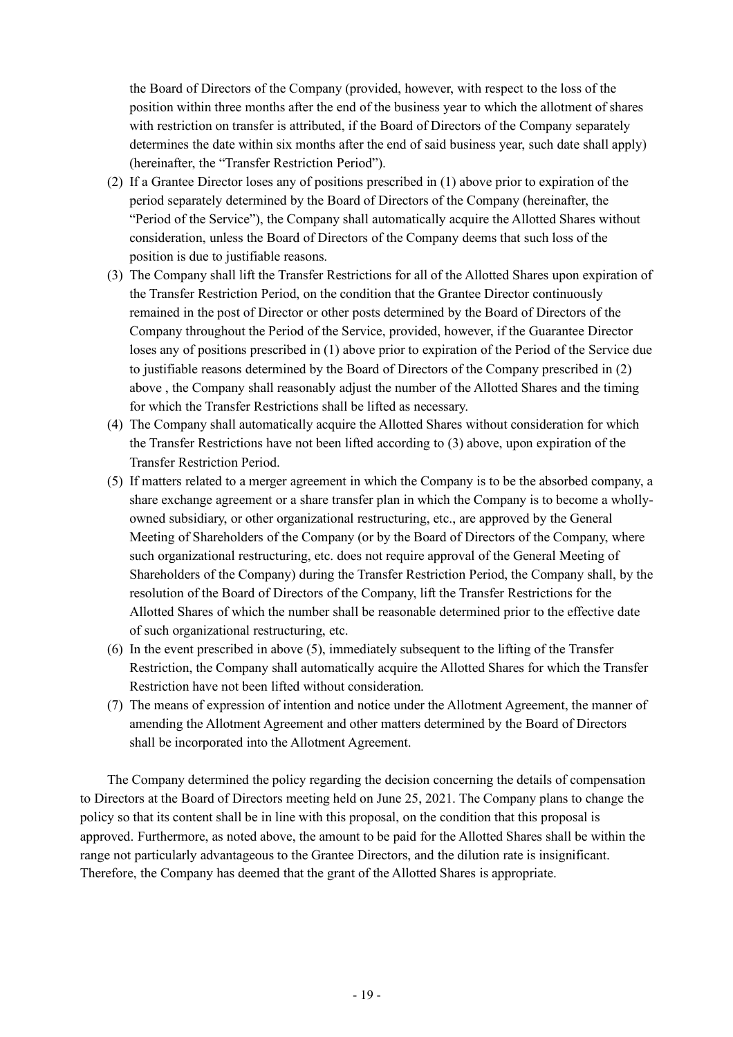the Board of Directors of the Company (provided, however, with respect to the loss of the position within three months after the end of the business year to which the allotment of shares with restriction on transfer is attributed, if the Board of Directors of the Company separately determines the date within six months after the end of said business year, such date shall apply) (hereinafter, the "Transfer Restriction Period").

(2) If a Grantee Director loses any of positions prescribed in (1) above prior to expiration of the period separately determined by the Board of Directors of the Company (hereinafter, the "Period of the Service"), the Company shall automatically acquire the Allotted Shares without consideration, unless the Board of Directors of the Company deems that such loss of the position is due to justifiable reasons.

(3) The Company shall lift the Transfer Restrictions for all of the Allotted Shares upon expiration of the Transfer Restriction Period, on the condition that the Grantee Director continuously remained in the post of Director or other posts determined by the Board of Directors of the Company throughout the Period of the Service, provided, however, if the Guarantee Director loses any of positions prescribed in (1) above prior to expiration of the Period of the Service due to justifiable reasons determined by the Board of Directors of the Company prescribed in (2) above , the Company shall reasonably adjust the number of the Allotted Shares and the timing for which the Transfer Restrictions shall be lifted as necessary.

(4) The Company shall automatically acquire the Allotted Shares without consideration for which the Transfer Restrictions have not been lifted according to (3) above, upon expiration of the Transfer Restriction Period.

(5) If matters related to a merger agreement in which the Company is to be the absorbed company, a share exchange agreement or a share transfer plan in which the Company is to become a wholly-owned subsidiary, or other organizational restructuring, etc., are approved by the General Meeting of Shareholders of the Company (or by the Board of Directors of the Company, where such organizational restructuring, etc. does not require approval of the General Meeting of Shareholders of the Company) during the Transfer Restriction Period, the Company shall, by the resolution of the Board of Directors of the Company, lift the Transfer Restrictions for the Allotted Shares of which the number shall be reasonable determined prior to the effective date of such organizational restructuring, etc.

(6) In the event prescribed in above (5), immediately subsequent to the lifting of the Transfer Restriction, the Company shall automatically acquire the Allotted Shares for which the Transfer Restriction have not been lifted without consideration.

(7) The means of expression of intention and notice under the Allotment Agreement, the manner of amending the Allotment Agreement and other matters determined by the Board of Directors shall be incorporated into the Allotment Agreement.

The Company determined the policy regarding the decision concerning the details of compensation to Directors at the Board of Directors meeting held on June 25, 2021. The Company plans to change the policy so that its content shall be in line with this proposal, on the condition that this proposal is approved. Furthermore, as noted above, the amount to be paid for the Allotted Shares shall be within the range not particularly advantageous to the Grantee Directors, and the dilution rate is insignificant. Therefore, the Company has deemed that the grant of the Allotted Shares is appropriate.